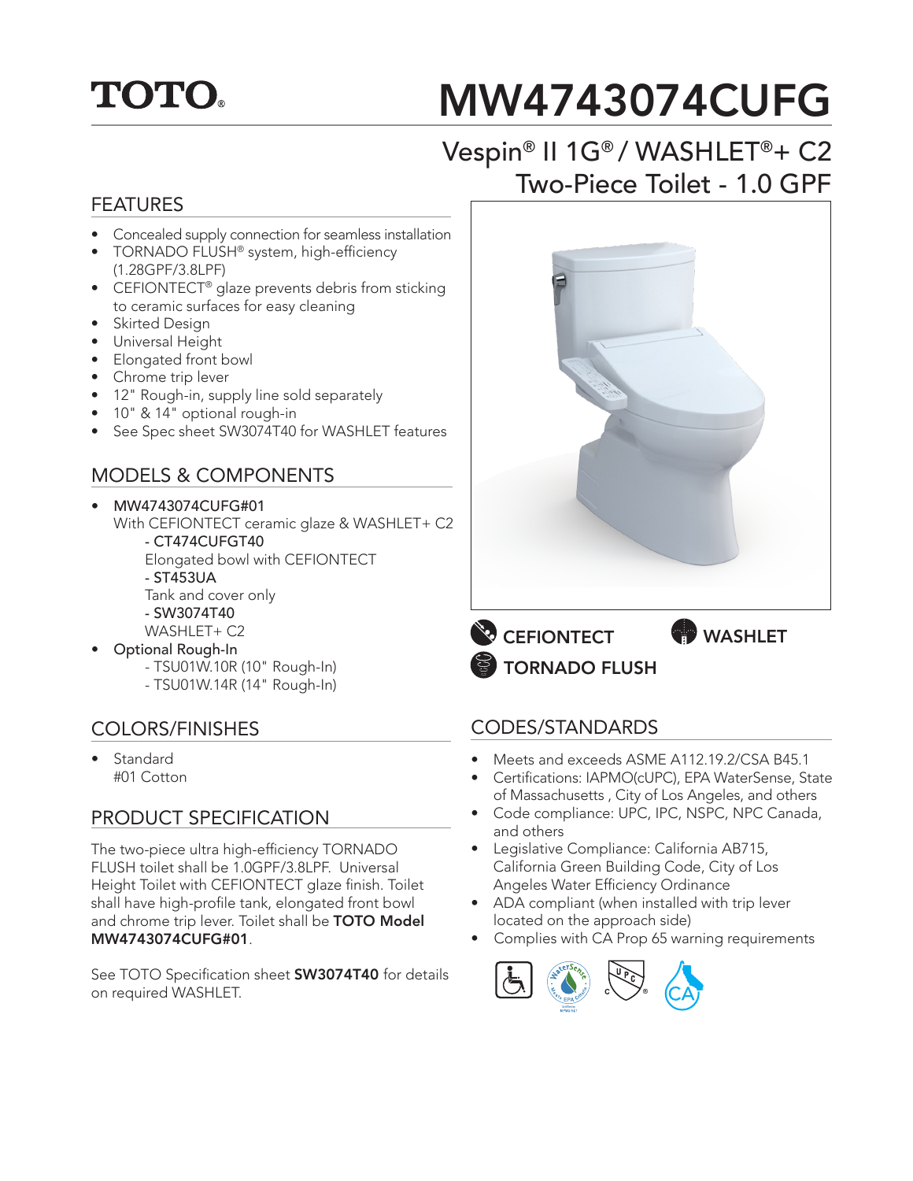TOTO®

# MW4743074CUFG

## Vespin® II 1G® / WASHLET®+ C2 Two-Piece Toilet - 1.0 GPF

## FEATURES

- Concealed supply connection for seamless installation
- TORNADO FLUSH® system, high-efficiency (1.28GPF/3.8LPF)
- CEFIONTECT® glaze prevents debris from sticking to ceramic surfaces for easy cleaning
- Skirted Design
- Universal Height
- Elongated front bowl
- Chrome trip lever
- 12" Rough-in, supply line sold separately
- 10" & 14" optional rough-in
- See Spec sheet SW3074T40 for WASHLET features

CEFIONTECT
WASHLET
TORNADO FLUSH

## MODELS & COMPONENTS

- MW4743074CUFG#01
  With CEFIONTECT ceramic glaze & WASHLET+ C2
  - CT474CUFGT40
    Elongated bowl with CEFIONTECT
  - ST453UA
    Tank and cover only
  - SW3074T40
    WASHLET+ C2
- Optional Rough-In
  - TSU01W.10R (10" Rough-In)
  - TSU01W.14R (14" Rough-In)

## COLORS/FINISHES

- Standard
  #01 Cotton

## PRODUCT SPECIFICATION

The two-piece ultra high-efficiency TORNADO FLUSH toilet shall be 1.0GPF/3.8LPF. Universal Height Toilet with CEFIONTECT glaze finish. Toilet shall have high-profile tank, elongated front bowl and chrome trip lever. Toilet shall be **TOTO Model MW4743074CUFG#01**.

See TOTO Specification sheet **SW3074T40** for details on required WASHLET.

## CODES/STANDARDS

- Meets and exceeds ASME A112.19.2/CSA B45.1
- Certifications: IAPMO(cUPC), EPA WaterSense, State of Massachusetts , City of Los Angeles, and others
- Code compliance: UPC, IPC, NSPC, NPC Canada, and others
- Legislative Compliance: California AB715, California Green Building Code, City of Los Angeles Water Efficiency Ordinance
- ADA compliant (when installed with trip lever located on the approach side)
- Complies with CA Prop 65 warning requirements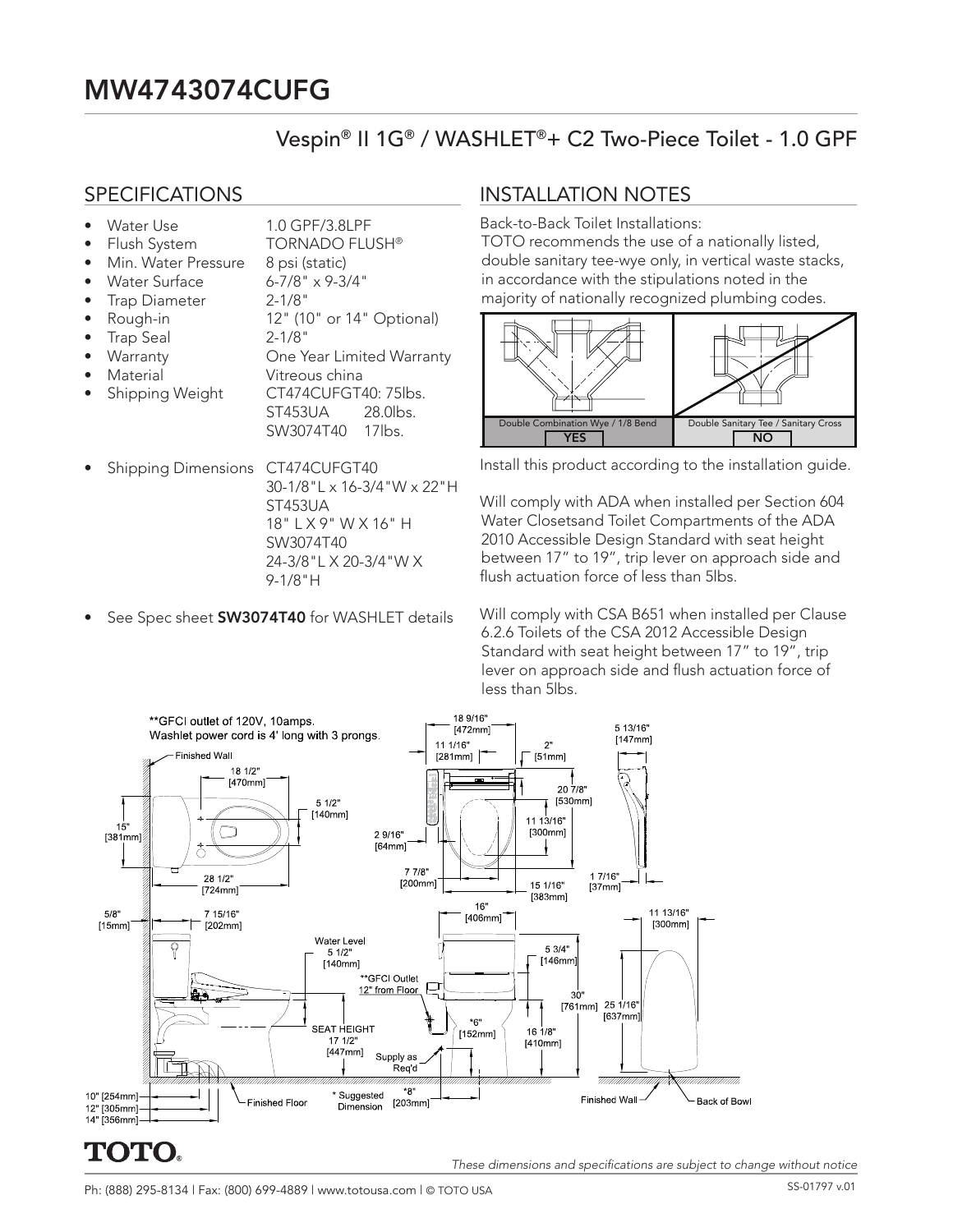# MW4743074CUFG

## Vespin® II 1G® / WASHLET®+ C2 Two-Piece Toilet - 1.0 GPF

## SPECIFICATIONS

- Water Use 1.0 GPF/3.8LPF
- Flush System TORNADO FLUSH®
- Min. Water Pressure 8 psi (static)
- Water Surface 6-7/8" x 9-3/4"
- Trap Diameter 2-1/8"
- Rough-in 12" (10" or 14" Optional)
- Trap Seal 2-1/8"
- Warranty One Year Limited Warranty
- Material Vitreous china
- Shipping Weight CT474CUFGT40: 75lbs.
  ST453UA 28.0lbs.
  SW3074T40 17lbs.
- Shipping Dimensions CT474CUFGT40
  30-1/8"L x 16-3/4"W x 22"H
  ST453UA
  18" L X 9" W X 16" H
  SW3074T40
  24-3/8"L X 20-3/4"W X 9-1/8"H
- See Spec sheet **SW3074T40** for WASHLET details

## INSTALLATION NOTES

Back-to-Back Toilet Installations:
TOTO recommends the use of a nationally listed, double sanitary tee-wye only, in vertical waste stacks, in accordance with the stipulations noted in the majority of nationally recognized plumbing codes.

Double Combination Wye / 1/8 Bend
YES

Double Sanitary Tee / Sanitary Cross
NO

Install this product according to the installation guide.

Will comply with ADA when installed per Section 604 Water Closetsand Toilet Compartments of the ADA 2010 Accessible Design Standard with seat height between 17" to 19", trip lever on approach side and flush actuation force of less than 5lbs.

Will comply with CSA B651 when installed per Clause 6.2.6 Toilets of the CSA 2012 Accessible Design Standard with seat height between 17" to 19", trip lever on approach side and flush actuation force of less than 5lbs.

**GFCI outlet of 120V, 10amps.
Washlet power cord is 4' long with 3 prongs.

Finished Wall
18 1/2" [470mm]
5 1/2" [140mm]
15" [381mm]
28 1/2" [724mm]
18 9/16" [472mm]
11 1/16" [281mm]
2" [51mm]
20 7/8" [530mm]
11 13/16" [300mm]
2 9/16" [64mm]
7 7/8" [200mm]
15 1/16" [383mm]
5 13/16" [147mm]
1 7/16" [37mm]
5/8" [15mm]
7 15/16" [202mm]
Water Level
5 1/2" [140mm]
**GFCI Outlet
12" from Floor
SEAT HEIGHT
17 1/2" [447mm]
Supply as Req'd
16" [406mm]
5 3/4" [146mm]
30" [761mm]
*6" [152mm]
16 1/8" [410mm]
11 13/16" [300mm]
25 1/16" [637mm]
10" [254mm]
12" [305mm]
14" [356mm]
Finished Floor
* Suggested Dimension
*8" [203mm]
Finished Wall
Back of Bowl

TOTO®

*These dimensions and specifications are subject to change without notice*

Ph: (888) 295-8134 | Fax: (800) 699-4889 | www.totousa.com | © TOTO USA

SS-01797 v.01